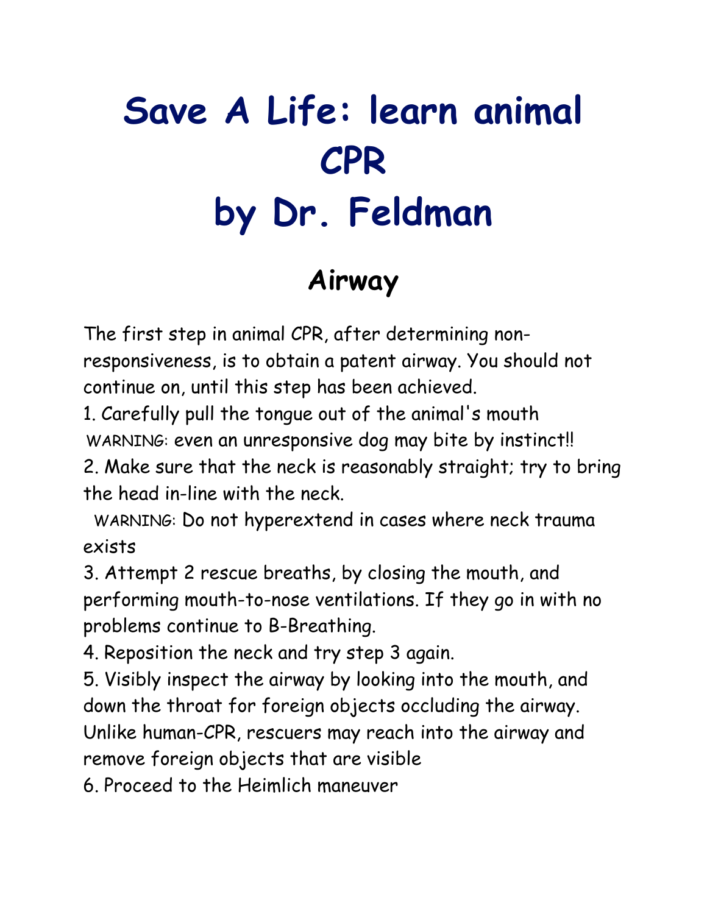# Save A Life: learn animal CPR
# by Dr. Feldman

## Airway

The first step in animal CPR, after determining non-responsiveness, is to obtain a patent airway. You should not continue on, until this step has been achieved.

1. Carefully pull the tongue out of the animal's mouth
   WARNING: even an unresponsive dog may bite by instinct!!
2. Make sure that the neck is reasonably straight; try to bring the head in-line with the neck.
   WARNING: Do not hyperextend in cases where neck trauma exists
3. Attempt 2 rescue breaths, by closing the mouth, and performing mouth-to-nose ventilations. If they go in with no problems continue to B-Breathing.
4. Reposition the neck and try step 3 again.
5. Visibly inspect the airway by looking into the mouth, and down the throat for foreign objects occluding the airway. Unlike human-CPR, rescuers may reach into the airway and remove foreign objects that are visible
6. Proceed to the Heimlich maneuver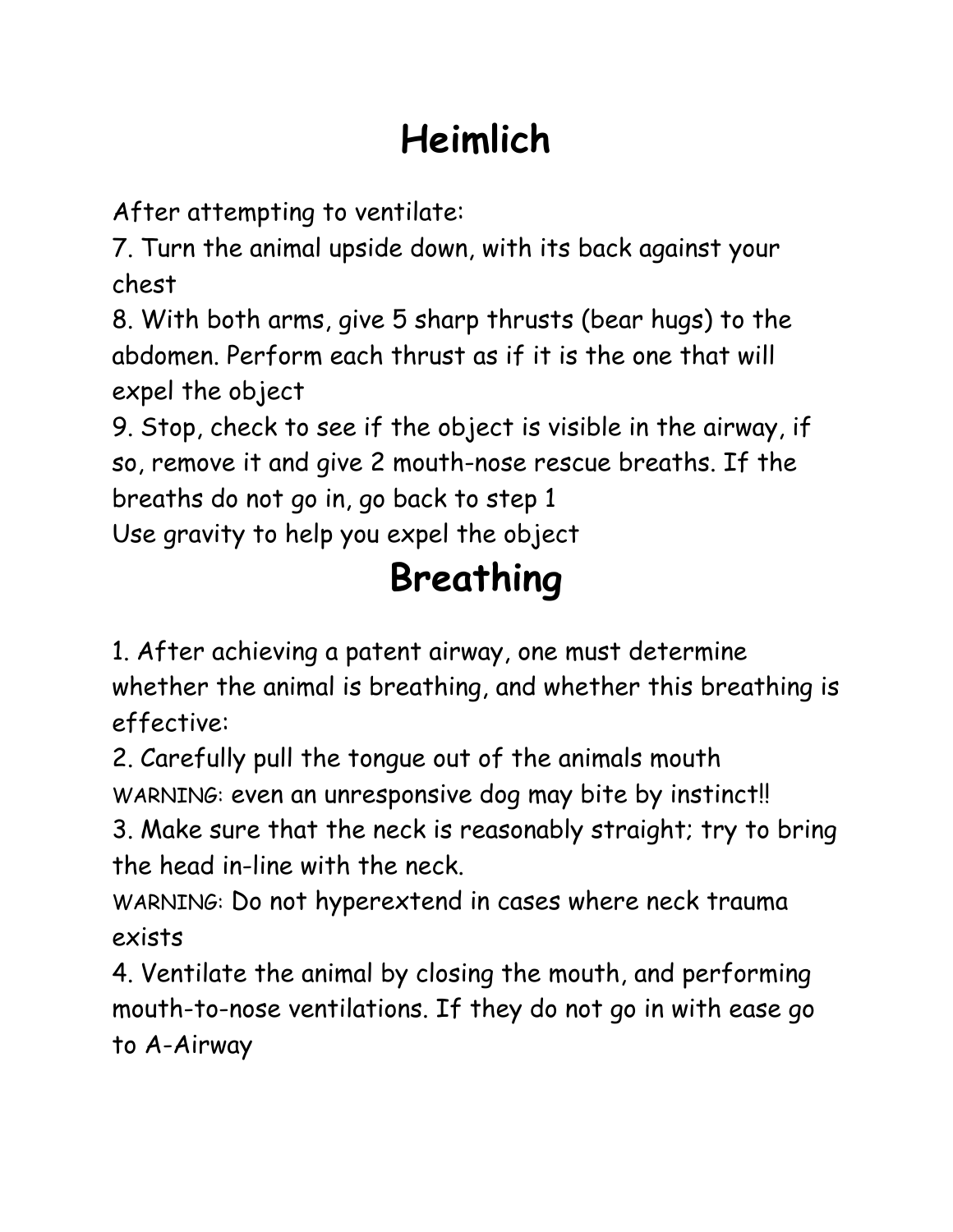# Heimlich

After attempting to ventilate:

7. Turn the animal upside down, with its back against your chest
8. With both arms, give 5 sharp thrusts (bear hugs) to the abdomen. Perform each thrust as if it is the one that will expel the object
9. Stop, check to see if the object is visible in the airway, if so, remove it and give 2 mouth-nose rescue breaths. If the breaths do not go in, go back to step 1

Use gravity to help you expel the object

# Breathing

1. After achieving a patent airway, one must determine whether the animal is breathing, and whether this breathing is effective:
2. Carefully pull the tongue out of the animals mouth

WARNING: even an unresponsive dog may bite by instinct!!

3. Make sure that the neck is reasonably straight; try to bring the head in-line with the neck.

WARNING: Do not hyperextend in cases where neck trauma exists

4. Ventilate the animal by closing the mouth, and performing mouth-to-nose ventilations. If they do not go in with ease go to A-Airway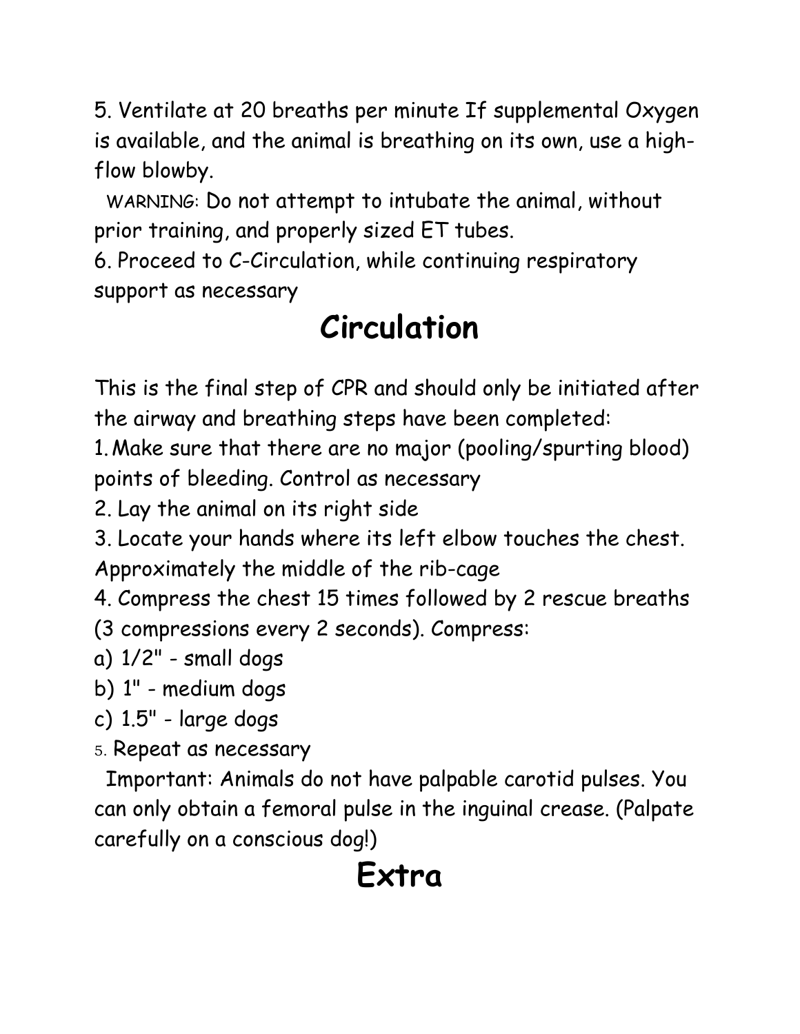5. Ventilate at 20 breaths per minute If supplemental Oxygen is available, and the animal is breathing on its own, use a high-flow blowby.

WARNING: Do not attempt to intubate the animal, without prior training, and properly sized ET tubes.

6. Proceed to C-Circulation, while continuing respiratory support as necessary

# Circulation

This is the final step of CPR and should only be initiated after the airway and breathing steps have been completed:

1. Make sure that there are no major (pooling/spurting blood) points of bleeding. Control as necessary
2. Lay the animal on its right side
3. Locate your hands where its left elbow touches the chest. Approximately the middle of the rib-cage
4. Compress the chest 15 times followed by 2 rescue breaths (3 compressions every 2 seconds). Compress:
   a) 1/2" - small dogs
   b) 1" - medium dogs
   c) 1.5" - large dogs
5. Repeat as necessary

Important: Animals do not have palpable carotid pulses. You can only obtain a femoral pulse in the inguinal crease. (Palpate carefully on a conscious dog!)

# Extra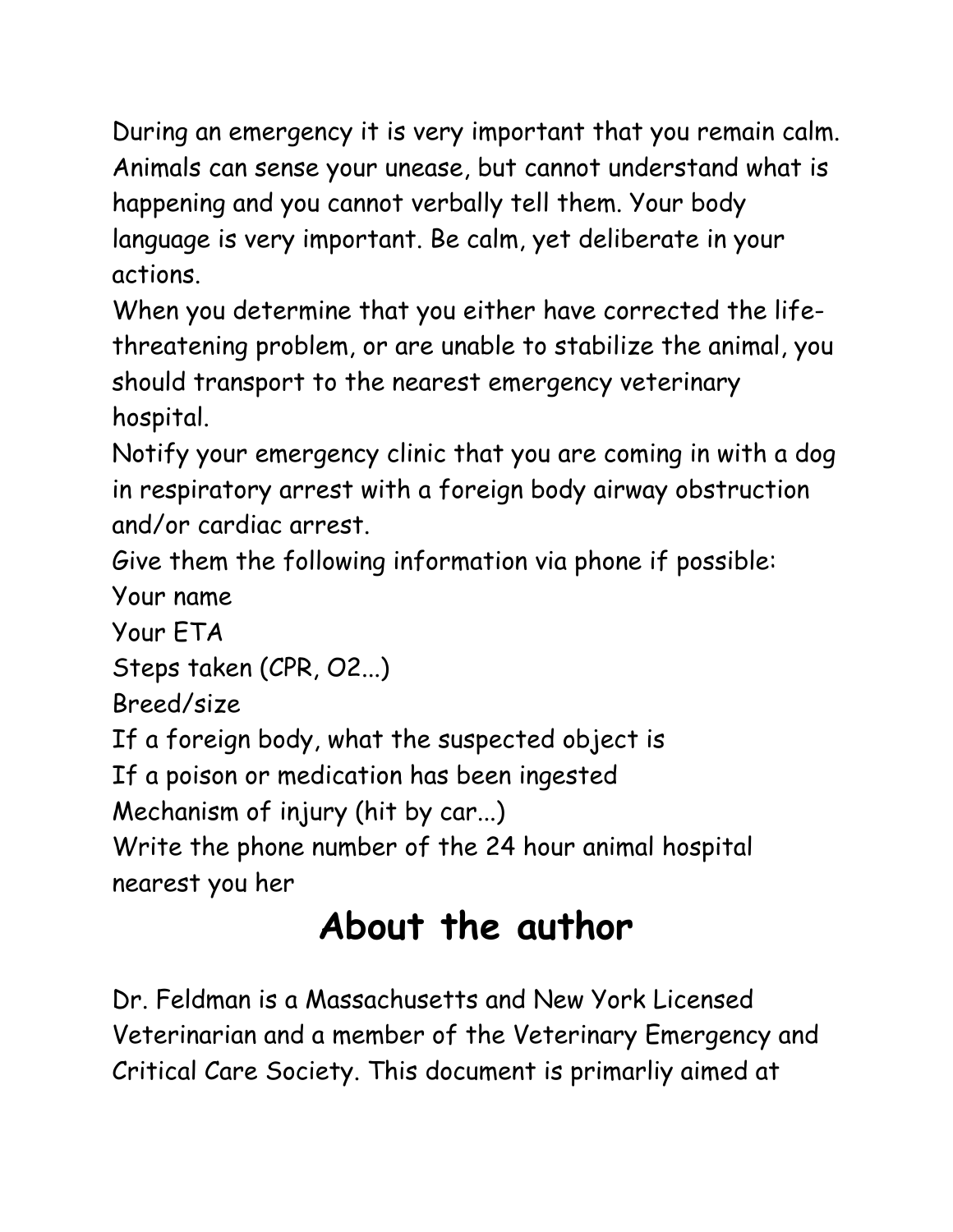During an emergency it is very important that you remain calm. Animals can sense your unease, but cannot understand what is happening and you cannot verbally tell them. Your body language is very important. Be calm, yet deliberate in your actions.

When you determine that you either have corrected the life-threatening problem, or are unable to stabilize the animal, you should transport to the nearest emergency veterinary hospital.

Notify your emergency clinic that you are coming in with a dog in respiratory arrest with a foreign body airway obstruction and/or cardiac arrest.

Give them the following information via phone if possible:

Your name

Your ETA

Steps taken (CPR, O2...)

Breed/size

If a foreign body, what the suspected object is

If a poison or medication has been ingested

Mechanism of injury (hit by car...)

Write the phone number of the 24 hour animal hospital nearest you her

# About the author

Dr. Feldman is a Massachusetts and New York Licensed Veterinarian and a member of the Veterinary Emergency and Critical Care Society. This document is primarliy aimed at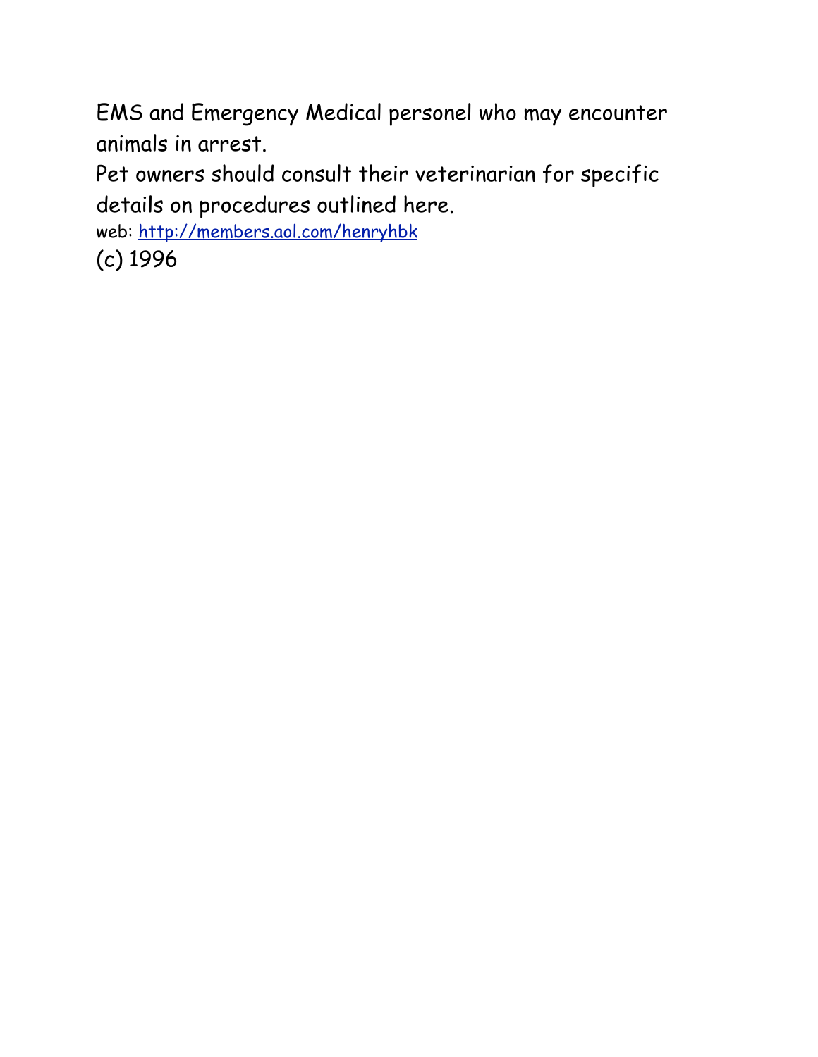EMS and Emergency Medical personel who may encounter animals in arrest.
Pet owners should consult their veterinarian for specific details on procedures outlined here.
web: [http://members.aol.com/henryhbk](http://members.aol.com/henryhbk)
(c) 1996